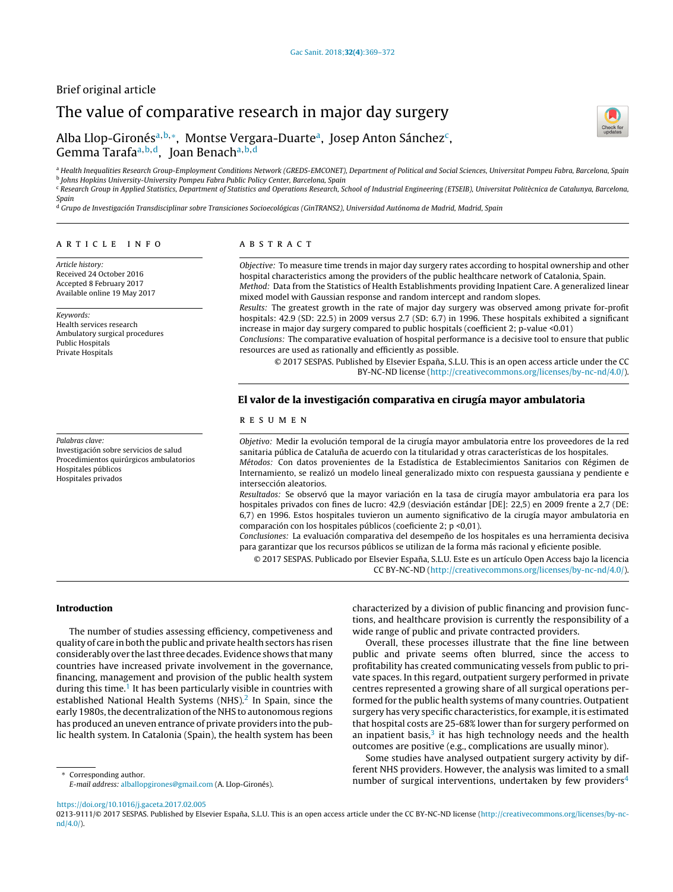Brief original article

# The value of comparative research in major day surgery

Alba Llop-Gironés[a,b,*], Montse Vergara-Duarte[a], Josep Anton Sánchez[c], Gemma Tarafa[a,b,d], Joan Benach[a,b,d]

[a] Health Inequalities Research Group-Employment Conditions Network (GREDS-EMCONET), Department of Political and Social Sciences, Universitat Pompeu Fabra, Barcelona, Spain
[b] Johns Hopkins University-University Pompeu Fabra Public Policy Center, Barcelona, Spain
[c] Research Group in Applied Statistics, Department of Statistics and Operations Research, School of Industrial Engineering (ETSEIB), Universitat Politècnica de Catalunya, Barcelona, Spain
[d] Grupo de Investigación Transdisciplinar sobre Transiciones Socioecológicas (GinTRANS2), Universidad Autónoma de Madrid, Madrid, Spain

## ARTICLE INFO

*Article history:*
Received 24 October 2016
Accepted 8 February 2017
Available online 19 May 2017

*Keywords:*
Health services research
Ambulatory surgical procedures
Public Hospitals
Private Hospitals

## ABSTRACT

*Objective:* To measure time trends in major day surgery rates according to hospital ownership and other hospital characteristics among the providers of the public healthcare network of Catalonia, Spain.
*Method:* Data from the Statistics of Health Establishments providing Inpatient Care. A generalized linear mixed model with Gaussian response and random intercept and random slopes.
*Results:* The greatest growth in the rate of major day surgery was observed among private for-profit hospitals: 42.9 (SD: 22.5) in 2009 versus 2.7 (SD: 6.7) in 1996. These hospitals exhibited a significant increase in major day surgery compared to public hospitals (coefficient 2; p-value <0.01)
*Conclusions:* The comparative evaluation of hospital performance is a decisive tool to ensure that public resources are used as rationally and efficiently as possible.

© 2017 SESPAS. Published by Elsevier España, S.L.U. This is an open access article under the CC BY-NC-ND license (http://creativecommons.org/licenses/by-nc-nd/4.0/).

## El valor de la investigación comparativa en cirugía mayor ambulatoria

*Palabras clave:*
Investigación sobre servicios de salud
Procedimientos quirúrgicos ambulatorios
Hospitales públicos
Hospitales privados

## RESUMEN

*Objetivo:* Medir la evolución temporal de la cirugía mayor ambulatoria entre los proveedores de la red sanitaria pública de Cataluña de acuerdo con la titularidad y otras características de los hospitales.
*Métodos:* Con datos provenientes de la Estadística de Establecimientos Sanitarios con Régimen de Internamiento, se realizó un modelo lineal generalizado mixto con respuesta gaussiana y pendiente e intersección aleatorios.
*Resultados:* Se observó que la mayor variación en la tasa de cirugía mayor ambulatoria era para los hospitales privados con fines de lucro: 42,9 (desviación estándar [DE]: 22,5) en 2009 frente a 2,7 (DE: 6,7) en 1996. Estos hospitales tuvieron un aumento significativo de la cirugía mayor ambulatoria en comparación con los hospitales públicos (coeficiente 2; p <0,01).
*Conclusiones:* La evaluación comparativa del desempeño de los hospitales es una herramienta decisiva para garantizar que los recursos públicos se utilizan de la forma más racional y eficiente posible.

© 2017 SESPAS. Publicado por Elsevier España, S.L.U. Este es un artículo Open Access bajo la licencia CC BY-NC-ND (http://creativecommons.org/licenses/by-nc-nd/4.0/).

## Introduction

The number of studies assessing efficiency, competiveness and quality of care in both the public and private health sectors has risen considerably over the last three decades. Evidence shows that many countries have increased private involvement in the governance, financing, management and provision of the public health system during this time.[1] It has been particularly visible in countries with established National Health Systems (NHS).[2] In Spain, since the early 1980s, the decentralization of the NHS to autonomous regions has produced an uneven entrance of private providers into the public health system. In Catalonia (Spain), the health system has been characterized by a division of public financing and provision functions, and healthcare provision is currently the responsibility of a wide range of public and private contracted providers.

Overall, these processes illustrate that the fine line between public and private seems often blurred, since the access to profitability has created communicating vessels from public to private spaces. In this regard, outpatient surgery performed in private centres represented a growing share of all surgical operations performed for the public health systems of many countries. Outpatient surgery has very specific characteristics, for example, it is estimated that hospital costs are 25-68% lower than for surgery performed on an inpatient basis,[3] it has high technology needs and the health outcomes are positive (e.g., complications are usually minor).

Some studies have analysed outpatient surgery activity by different NHS providers. However, the analysis was limited to a small number of surgical interventions, undertaken by few providers[4]

\* Corresponding author.
*E-mail address:* alballopgirones@gmail.com (A. Llop-Gironés).

https://doi.org/10.1016/j.gaceta.2017.02.005
0213-9111/© 2017 SESPAS. Published by Elsevier España, S.L.U. This is an open access article under the CC BY-NC-ND license (http://creativecommons.org/licenses/by-nc-nd/4.0/).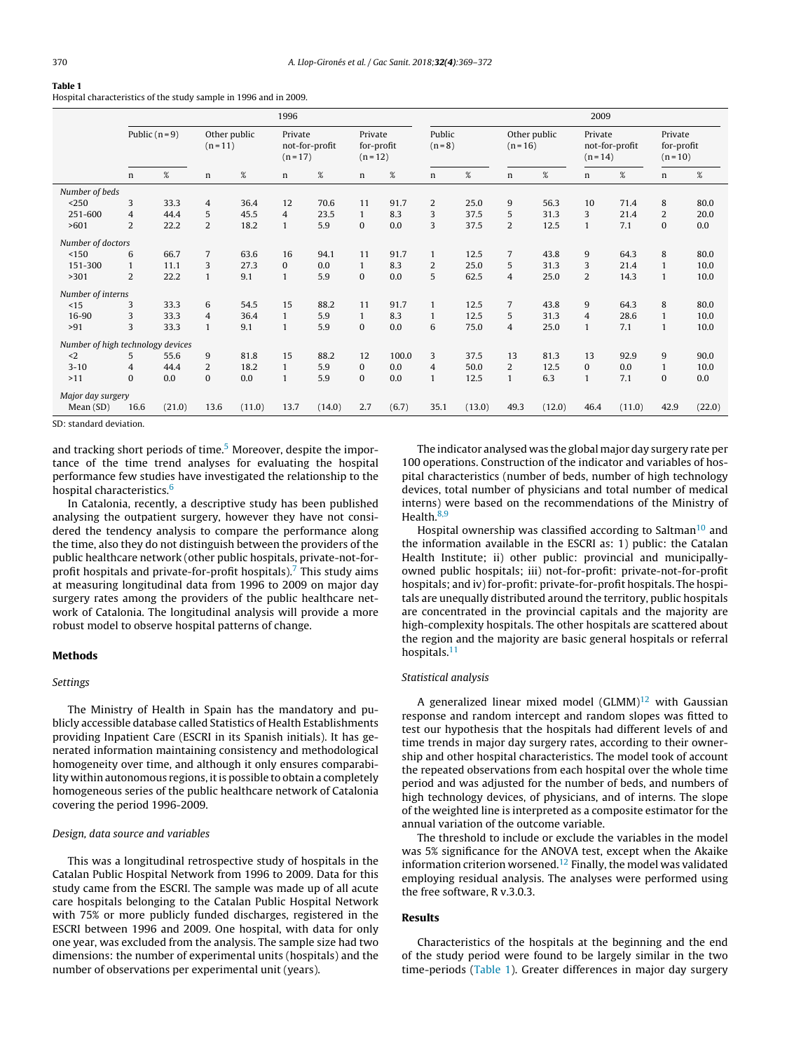**Table 1**
Hospital characteristics of the study sample in 1996 and in 2009.

| | 1996 | | | | | | | | 2009 | | | | | | | |
|---|---|---|---|---|---|---|---|---|---|---|---|---|---|---|---|---|
| | Public (n = 9) | | Other public (n = 11) | | Private not-for-profit (n = 17) | | Private for-profit (n = 12) | | Public (n = 8) | | Other public (n = 16) | | Private not-for-profit (n = 14) | | Private for-profit (n = 10) | |
| | n | % | n | % | n | % | n | % | n | % | n | % | n | % | n | % |
| *Number of beds* | | | | | | | | | | | | | | | | |
| <250 | 3 | 33.3 | 4 | 36.4 | 12 | 70.6 | 11 | 91.7 | 2 | 25.0 | 9 | 56.3 | 10 | 71.4 | 8 | 80.0 |
| 251-600 | 4 | 44.4 | 5 | 45.5 | 4 | 23.5 | 1 | 8.3 | 3 | 37.5 | 5 | 31.3 | 3 | 21.4 | 2 | 20.0 |
| >601 | 2 | 22.2 | 2 | 18.2 | 1 | 5.9 | 0 | 0.0 | 3 | 37.5 | 2 | 12.5 | 1 | 7.1 | 0 | 0.0 |
| *Number of doctors* | | | | | | | | | | | | | | | | |
| <150 | 6 | 66.7 | 7 | 63.6 | 16 | 94.1 | 11 | 91.7 | 1 | 12.5 | 7 | 43.8 | 9 | 64.3 | 8 | 80.0 |
| 151-300 | 1 | 11.1 | 3 | 27.3 | 0 | 0.0 | 1 | 8.3 | 2 | 25.0 | 5 | 31.3 | 3 | 21.4 | 1 | 10.0 |
| >301 | 2 | 22.2 | 1 | 9.1 | 1 | 5.9 | 0 | 0.0 | 5 | 62.5 | 4 | 25.0 | 2 | 14.3 | 1 | 10.0 |
| *Number of interns* | | | | | | | | | | | | | | | | |
| <15 | 3 | 33.3 | 6 | 54.5 | 15 | 88.2 | 11 | 91.7 | 1 | 12.5 | 7 | 43.8 | 9 | 64.3 | 8 | 80.0 |
| 16-90 | 3 | 33.3 | 4 | 36.4 | 1 | 5.9 | 1 | 8.3 | 1 | 12.5 | 5 | 31.3 | 4 | 28.6 | 1 | 10.0 |
| >91 | 3 | 33.3 | 1 | 9.1 | 1 | 5.9 | 0 | 0.0 | 6 | 75.0 | 4 | 25.0 | 1 | 7.1 | 1 | 10.0 |
| *Number of high technology devices* | | | | | | | | | | | | | | | | |
| <2 | 5 | 55.6 | 9 | 81.8 | 15 | 88.2 | 12 | 100.0 | 3 | 37.5 | 13 | 81.3 | 13 | 92.9 | 9 | 90.0 |
| 3-10 | 4 | 44.4 | 2 | 18.2 | 1 | 5.9 | 0 | 0.0 | 4 | 50.0 | 2 | 12.5 | 0 | 0.0 | 1 | 10.0 |
| >11 | 0 | 0.0 | 0 | 0.0 | 1 | 5.9 | 0 | 0.0 | 1 | 12.5 | 1 | 6.3 | 1 | 7.1 | 0 | 0.0 |
| *Major day surgery* | | | | | | | | | | | | | | | | |
| Mean (SD) | 16.6 | (21.0) | 13.6 | (11.0) | 13.7 | (14.0) | 2.7 | (6.7) | 35.1 | (13.0) | 49.3 | (12.0) | 46.4 | (11.0) | 42.9 | (22.0) |

SD: standard deviation.

and tracking short periods of time.[5] Moreover, despite the importance of the time trend analyses for evaluating the hospital performance few studies have investigated the relationship to the hospital characteristics.[6]

In Catalonia, recently, a descriptive study has been published analysing the outpatient surgery, however they have not considered the tendency analysis to compare the performance along the time, also they do not distinguish between the providers of the public healthcare network (other public hospitals, private-not-for-profit hospitals and private-for-profit hospitals).[7] This study aims at measuring longitudinal data from 1996 to 2009 on major day surgery rates among the providers of the public healthcare network of Catalonia. The longitudinal analysis will provide a more robust model to observe hospital patterns of change.

## Methods

### *Settings*

The Ministry of Health in Spain has the mandatory and publicly accessible database called Statistics of Health Establishments providing Inpatient Care (ESCRI in its Spanish initials). It has generated information maintaining consistency and methodological homogeneity over time, and although it only ensures comparability within autonomous regions, it is possible to obtain a completely homogeneous series of the public healthcare network of Catalonia covering the period 1996-2009.

### *Design, data source and variables*

This was a longitudinal retrospective study of hospitals in the Catalan Public Hospital Network from 1996 to 2009. Data for this study came from the ESCRI. The sample was made up of all acute care hospitals belonging to the Catalan Public Hospital Network with 75% or more publicly funded discharges, registered in the ESCRI between 1996 and 2009. One hospital, with data for only one year, was excluded from the analysis. The sample size had two dimensions: the number of experimental units (hospitals) and the number of observations per experimental unit (years).

The indicator analysed was the global major day surgery rate per 100 operations. Construction of the indicator and variables of hospital characteristics (number of beds, number of high technology devices, total number of physicians and total number of medical interns) were based on the recommendations of the Ministry of Health.[8,9]

Hospital ownership was classified according to Saltman[10] and the information available in the ESCRI as: 1) public: the Catalan Health Institute; ii) other public: provincial and municipally-owned public hospitals; iii) not-for-profit: private-not-for-profit hospitals; and iv) for-profit: private-for-profit hospitals. The hospitals are unequally distributed around the territory, public hospitals are concentrated in the provincial capitals and the majority are high-complexity hospitals. The other hospitals are scattered about the region and the majority are basic general hospitals or referral hospitals.[11]

### *Statistical analysis*

A generalized linear mixed model (GLMM)[12] with Gaussian response and random intercept and random slopes was fitted to test our hypothesis that the hospitals had different levels of and time trends in major day surgery rates, according to their ownership and other hospital characteristics. The model took of account the repeated observations from each hospital over the whole time period and was adjusted for the number of beds, and numbers of high technology devices, of physicians, and of interns. The slope of the weighted line is interpreted as a composite estimator for the annual variation of the outcome variable.

The threshold to include or exclude the variables in the model was 5% significance for the ANOVA test, except when the Akaike information criterion worsened.[12] Finally, the model was validated employing residual analysis. The analyses were performed using the free software, R v.3.0.3.

## Results

Characteristics of the hospitals at the beginning and the end of the study period were found to be largely similar in the two time-periods (Table 1). Greater differences in major day surgery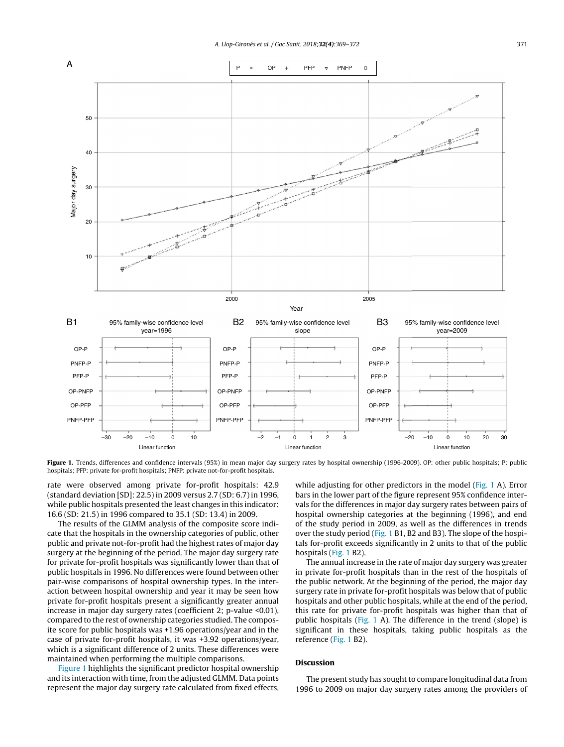A

P OP PFP PNFP

Major day surgery

50
40
30
20
10

2000
2005

Year

B1 95% family-wise confidence level year=1996

OP-P
PNFP-P
PFP-P
OP-PNFP
OP-PFP
PNFP-PFP

−30 −20 −10 0 10

Linear function

B2 95% family-wise confidence level slope

OP-P
PNFP-P
PFP-P
OP-PNFP
OP-PFP
PNFP-PFP

−2 −1 0 1 2 3

Linear function

B3 95% family-wise confidence level year=2009

OP-P
PNFP-P
PFP-P
OP-PNFP
OP-PFP
PNFP-PFP

−20 −10 0 10 20 30

Linear function

**Figure 1.** Trends, differences and confidence intervals (95%) in mean major day surgery rates by hospital ownership (1996-2009). OP: other public hospitals; P: public hospitals; PFP: private for-profit hospitals; PNFP: private not-for-profit hospitals.

rate were observed among private for-profit hospitals: 42.9 (standard deviation [SD]: 22.5) in 2009 versus 2.7 (SD: 6.7) in 1996, while public hospitals presented the least changes in this indicator: 16.6 (SD: 21.5) in 1996 compared to 35.1 (SD: 13.4) in 2009.

The results of the GLMM analysis of the composite score indicate that the hospitals in the ownership categories of public, other public and private not-for-profit had the highest rates of major day surgery at the beginning of the period. The major day surgery rate for private for-profit hospitals was significantly lower than that of public hospitals in 1996. No differences were found between other pair-wise comparisons of hospital ownership types. In the interaction between hospital ownership and year it may be seen how private for-profit hospitals present a significantly greater annual increase in major day surgery rates (coefficient 2; p-value <0.01), compared to the rest of ownership categories studied. The composite score for public hospitals was +1.96 operations/year and in the case of private for-profit hospitals, it was +3.92 operations/year, which is a significant difference of 2 units. These differences were maintained when performing the multiple comparisons.

Figure 1 highlights the significant predictor hospital ownership and its interaction with time, from the adjusted GLMM. Data points represent the major day surgery rate calculated from fixed effects, while adjusting for other predictors in the model (Fig. 1 A). Error bars in the lower part of the figure represent 95% confidence intervals for the differences in major day surgery rates between pairs of hospital ownership categories at the beginning (1996), and end of the study period in 2009, as well as the differences in trends over the study period (Fig. 1 B1, B2 and B3). The slope of the hospitals for-profit exceeds significantly in 2 units to that of the public hospitals (Fig. 1 B2).

The annual increase in the rate of major day surgery was greater in private for-profit hospitals than in the rest of the hospitals of the public network. At the beginning of the period, the major day surgery rate in private for-profit hospitals was below that of public hospitals and other public hospitals, while at the end of the period, this rate for private for-profit hospitals was higher than that of public hospitals (Fig. 1 A). The difference in the trend (slope) is significant in these hospitals, taking public hospitals as the reference (Fig. 1 B2).

## Discussion

The present study has sought to compare longitudinal data from 1996 to 2009 on major day surgery rates among the providers of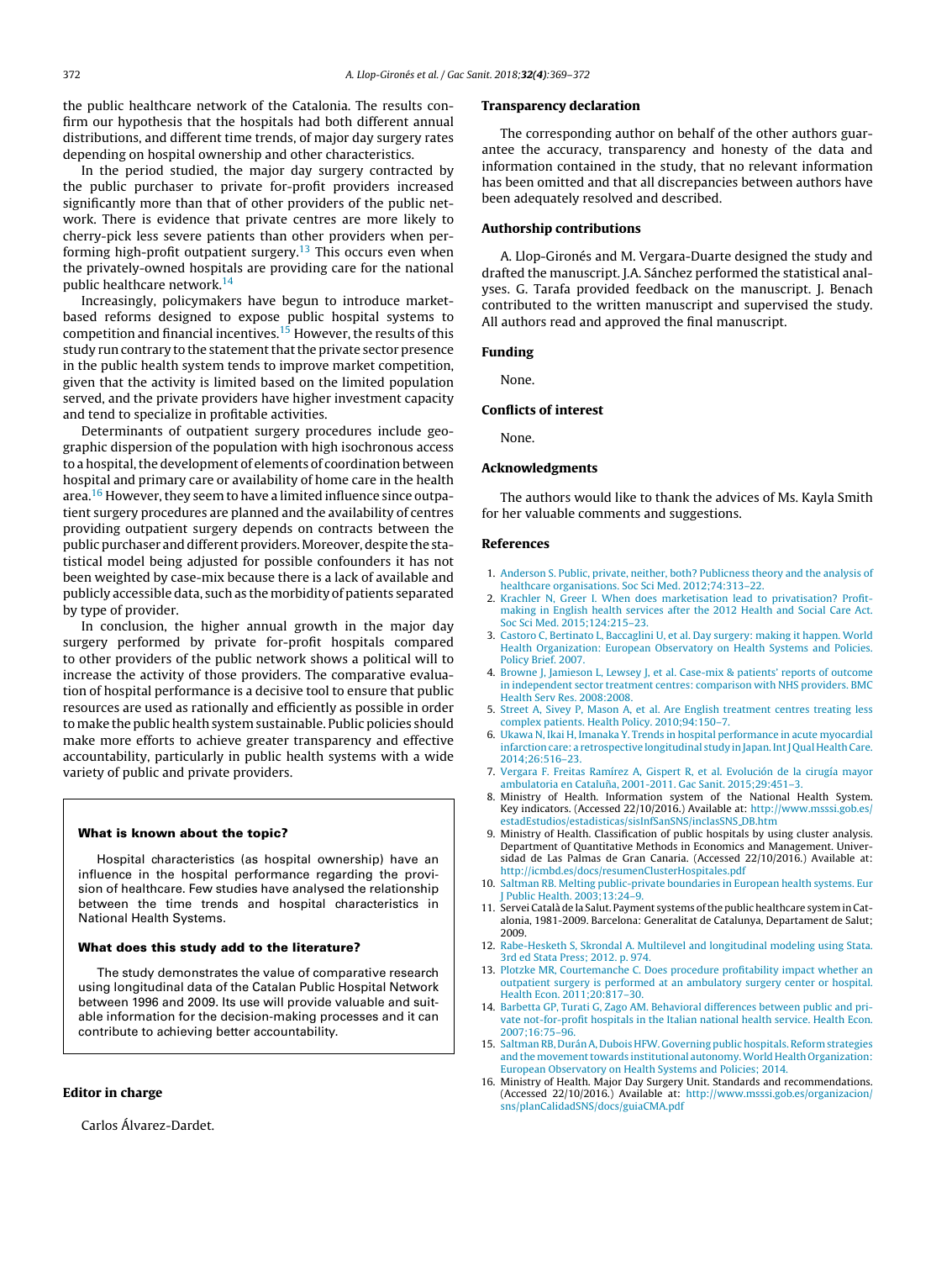the public healthcare network of the Catalonia. The results confirm our hypothesis that the hospitals had both different annual distributions, and different time trends, of major day surgery rates depending on hospital ownership and other characteristics.

In the period studied, the major day surgery contracted by the public purchaser to private for-profit providers increased significantly more than that of other providers of the public network. There is evidence that private centres are more likely to cherry-pick less severe patients than other providers when performing high-profit outpatient surgery.[13] This occurs even when the privately-owned hospitals are providing care for the national public healthcare network.[14]

Increasingly, policymakers have begun to introduce market-based reforms designed to expose public hospital systems to competition and financial incentives.[15] However, the results of this study run contrary to the statement that the private sector presence in the public health system tends to improve market competition, given that the activity is limited based on the limited population served, and the private providers have higher investment capacity and tend to specialize in profitable activities.

Determinants of outpatient surgery procedures include geographic dispersion of the population with high isochronous access to a hospital, the development of elements of coordination between hospital and primary care or availability of home care in the health area.[16] However, they seem to have a limited influence since outpatient surgery procedures are planned and the availability of centres providing outpatient surgery depends on contracts between the public purchaser and different providers. Moreover, despite the statistical model being adjusted for possible confounders it has not been weighted by case-mix because there is a lack of available and publicly accessible data, such as the morbidity of patients separated by type of provider.

In conclusion, the higher annual growth in the major day surgery performed by private for-profit hospitals compared to other providers of the public network shows a political will to increase the activity of those providers. The comparative evaluation of hospital performance is a decisive tool to ensure that public resources are used as rationally and efficiently as possible in order to make the public health system sustainable. Public policies should make more efforts to achieve greater transparency and effective accountability, particularly in public health systems with a wide variety of public and private providers.

**What is known about the topic?**

Hospital characteristics (as hospital ownership) have an influence in the hospital performance regarding the provision of healthcare. Few studies have analysed the relationship between the time trends and hospital characteristics in National Health Systems.

**What does this study add to the literature?**

The study demonstrates the value of comparative research using longitudinal data of the Catalan Public Hospital Network between 1996 and 2009. Its use will provide valuable and suitable information for the decision-making processes and it can contribute to achieving better accountability.

## Editor in charge

Carlos Álvarez-Dardet.

## Transparency declaration

The corresponding author on behalf of the other authors guarantee the accuracy, transparency and honesty of the data and information contained in the study, that no relevant information has been omitted and that all discrepancies between authors have been adequately resolved and described.

## Authorship contributions

A. Llop-Gironés and M. Vergara-Duarte designed the study and drafted the manuscript. J.A. Sánchez performed the statistical analyses. G. Tarafa provided feedback on the manuscript. J. Benach contributed to the written manuscript and supervised the study. All authors read and approved the final manuscript.

## Funding

None.

## Conflicts of interest

None.

## Acknowledgments

The authors would like to thank the advices of Ms. Kayla Smith for her valuable comments and suggestions.

## References

1. Anderson S. Public, private, neither, both? Publicness theory and the analysis of healthcare organisations. Soc Sci Med. 2012;74:313–22.
2. Krachler N, Greer I. When does marketisation lead to privatisation? Profit-making in English health services after the 2012 Health and Social Care Act. Soc Sci Med. 2015;124:215–23.
3. Castoro C, Bertinato L, Baccaglini U, et al. Day surgery: making it happen. World Health Organization: European Observatory on Health Systems and Policies. Policy Brief. 2007.
4. Browne J, Jamieson L, Lewsey J, et al. Case-mix & patients' reports of outcome in independent sector treatment centres: comparison with NHS providers. BMC Health Serv Res. 2008:2008.
5. Street A, Sivey P, Mason A, et al. Are English treatment centres treating less complex patients. Health Policy. 2010;94:150–7.
6. Ukawa N, Ikai H, Imanaka Y. Trends in hospital performance in acute myocardial infarction care: a retrospective longitudinal study in Japan. Int J Qual Health Care. 2014;26:516–23.
7. Vergara F. Freitas Ramírez A, Gispert R, et al. Evolución de la cirugía mayor ambulatoria en Cataluña, 2001-2011. Gac Sanit. 2015;29:451–3.
8. Ministry of Health. Information system of the National Health System. Key indicators. (Accessed 22/10/2016.) Available at: http://www.msssi.gob.es/estadEstudios/estadisticas/sisInfSanSNS/inclasSNS_DB.htm
9. Ministry of Health. Classification of public hospitals by using cluster analysis. Department of Quantitative Methods in Economics and Management. Universidad de Las Palmas de Gran Canaria. (Accessed 22/10/2016.) Available at: http://icmbd.es/docs/resumenClusterHospitales.pdf
10. Saltman RB. Melting public-private boundaries in European health systems. Eur J Public Health. 2003;13:24–9.
11. Servei Català de la Salut. Payment systems of the public healthcare system in Catalonia, 1981-2009. Barcelona: Generalitat de Catalunya, Departament de Salut; 2009.
12. Rabe-Hesketh S, Skrondal A. Multilevel and longitudinal modeling using Stata. 3rd ed Stata Press; 2012. p. 974.
13. Plotzke MR, Courtemanche C. Does procedure profitability impact whether an outpatient surgery is performed at an ambulatory surgery center or hospital. Health Econ. 2011;20:817–30.
14. Barbetta GP, Turati G, Zago AM. Behavioral differences between public and private not-for-profit hospitals in the Italian national health service. Health Econ. 2007;16:75–96.
15. Saltman RB, Durán A, Dubois HFW. Governing public hospitals. Reform strategies and the movement towards institutional autonomy. World Health Organization: European Observatory on Health Systems and Policies; 2014.
16. Ministry of Health. Major Day Surgery Unit. Standards and recommendations. (Accessed 22/10/2016.) Available at: http://www.msssi.gob.es/organizacion/sns/planCalidadSNS/docs/guiaCMA.pdf